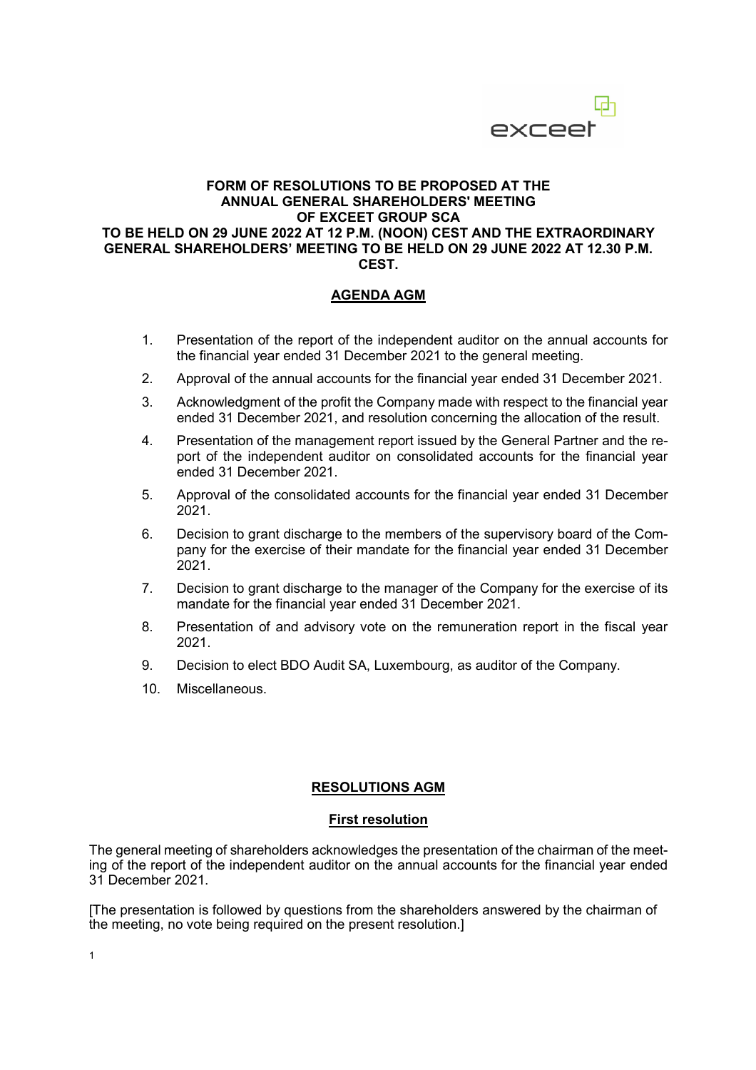**FORM OF RESOLUTIONS TO BE PROPOSED AT THE ANNUAL GENERAL SHAREHOLDERS' MEETING OF EXCEET GROUP SCA TO BE HELD ON 29 JUNE 2022 AT 12 P.M. (NOON) CEST AND THE EXTRAORDINARY GENERAL SHAREHOLDERS' MEETING TO BE HELD ON 29 JUNE 2022 AT 12.30 P.M. CEST.**

## AGENDA AGM

1. Presentation of the report of the independent auditor on the annual accounts for the financial year ended 31 December 2021 to the general meeting.
2. Approval of the annual accounts for the financial year ended 31 December 2021.
3. Acknowledgment of the profit the Company made with respect to the financial year ended 31 December 2021, and resolution concerning the allocation of the result.
4. Presentation of the management report issued by the General Partner and the report of the independent auditor on consolidated accounts for the financial year ended 31 December 2021.
5. Approval of the consolidated accounts for the financial year ended 31 December 2021.
6. Decision to grant discharge to the members of the supervisory board of the Company for the exercise of their mandate for the financial year ended 31 December 2021.
7. Decision to grant discharge to the manager of the Company for the exercise of its mandate for the financial year ended 31 December 2021.
8. Presentation of and advisory vote on the remuneration report in the fiscal year 2021.
9. Decision to elect BDO Audit SA, Luxembourg, as auditor of the Company.
10. Miscellaneous.

## RESOLUTIONS AGM

### First resolution

The general meeting of shareholders acknowledges the presentation of the chairman of the meeting of the report of the independent auditor on the annual accounts for the financial year ended 31 December 2021.

[The presentation is followed by questions from the shareholders answered by the chairman of the meeting, no vote being required on the present resolution.]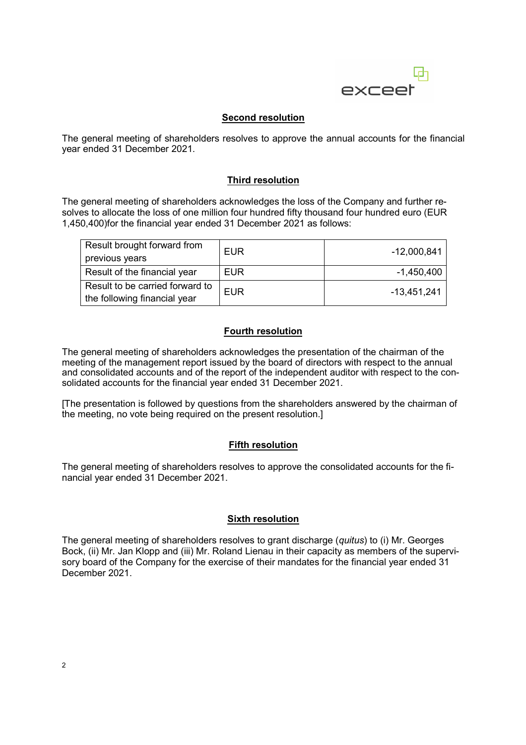## Second resolution

The general meeting of shareholders resolves to approve the annual accounts for the financial year ended 31 December 2021.

## Third resolution

The general meeting of shareholders acknowledges the loss of the Company and further resolves to allocate the loss of one million four hundred fifty thousand four hundred euro (EUR 1,450,400)for the financial year ended 31 December 2021 as follows:

| | | |
|---|---|---:|
| Result brought forward from previous years | EUR | -12,000,841 |
| Result of the financial year | EUR | -1,450,400 |
| Result to be carried forward to the following financial year | EUR | -13,451,241 |

## Fourth resolution

The general meeting of shareholders acknowledges the presentation of the chairman of the meeting of the management report issued by the board of directors with respect to the annual and consolidated accounts and of the report of the independent auditor with respect to the consolidated accounts for the financial year ended 31 December 2021.

[The presentation is followed by questions from the shareholders answered by the chairman of the meeting, no vote being required on the present resolution.]

## Fifth resolution

The general meeting of shareholders resolves to approve the consolidated accounts for the financial year ended 31 December 2021.

## Sixth resolution

The general meeting of shareholders resolves to grant discharge (*quitus*) to (i) Mr. Georges Bock, (ii) Mr. Jan Klopp and (iii) Mr. Roland Lienau in their capacity as members of the supervisory board of the Company for the exercise of their mandates for the financial year ended 31 December 2021.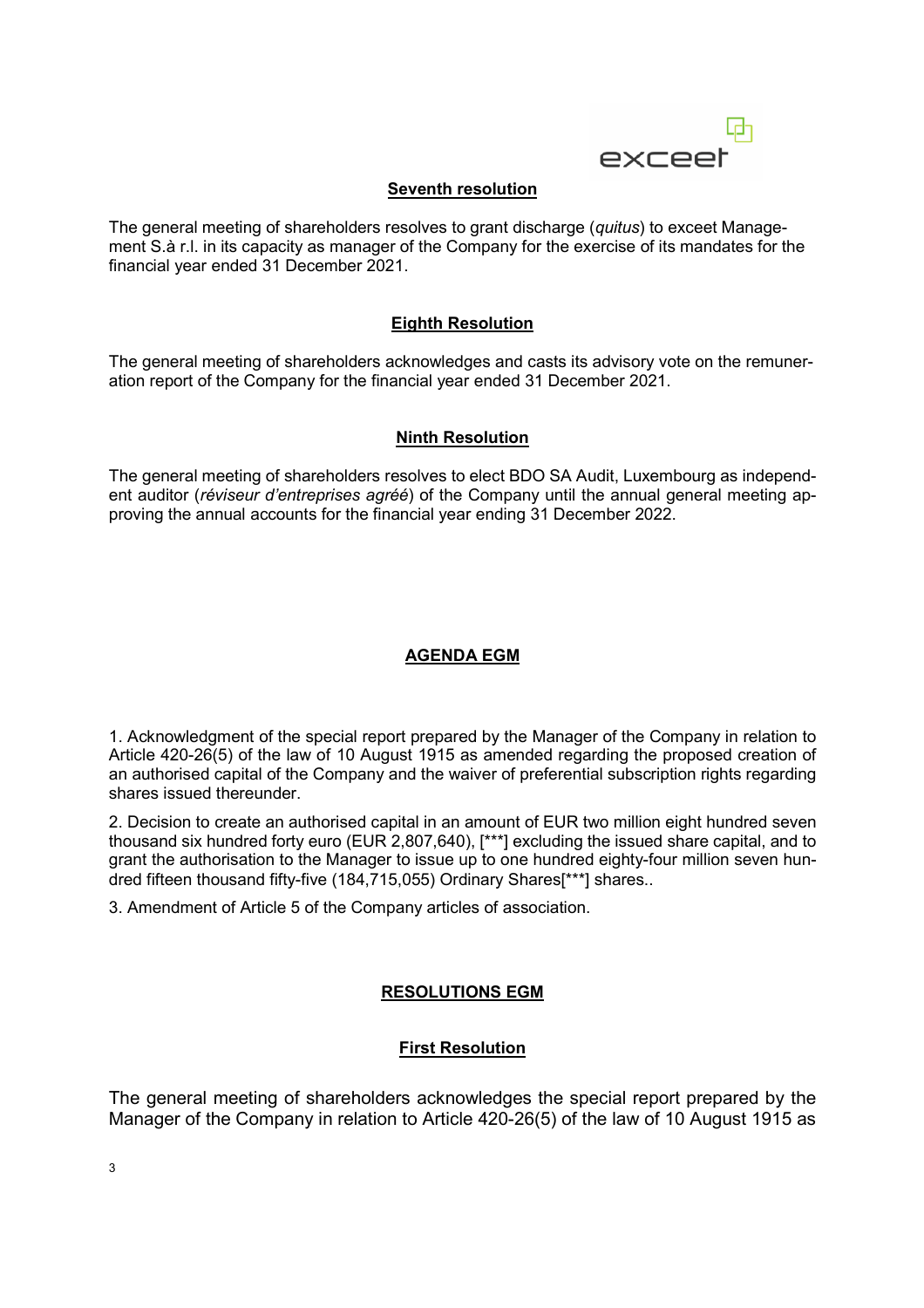### Seventh resolution

The general meeting of shareholders resolves to grant discharge (*quitus*) to exceet Management S.à r.l. in its capacity as manager of the Company for the exercise of its mandates for the financial year ended 31 December 2021.

### Eighth Resolution

The general meeting of shareholders acknowledges and casts its advisory vote on the remuneration report of the Company for the financial year ended 31 December 2021.

### Ninth Resolution

The general meeting of shareholders resolves to elect BDO SA Audit, Luxembourg as independent auditor (*réviseur d'entreprises agréé*) of the Company until the annual general meeting approving the annual accounts for the financial year ending 31 December 2022.

## AGENDA EGM

1. Acknowledgment of the special report prepared by the Manager of the Company in relation to Article 420-26(5) of the law of 10 August 1915 as amended regarding the proposed creation of an authorised capital of the Company and the waiver of preferential subscription rights regarding shares issued thereunder.

2. Decision to create an authorised capital in an amount of EUR two million eight hundred seven thousand six hundred forty euro (EUR 2,807,640), [***] excluding the issued share capital, and to grant the authorisation to the Manager to issue up to one hundred eighty-four million seven hundred fifteen thousand fifty-five (184,715,055) Ordinary Shares[***] shares..

3. Amendment of Article 5 of the Company articles of association.

## RESOLUTIONS EGM

### First Resolution

The general meeting of shareholders acknowledges the special report prepared by the Manager of the Company in relation to Article 420-26(5) of the law of 10 August 1915 as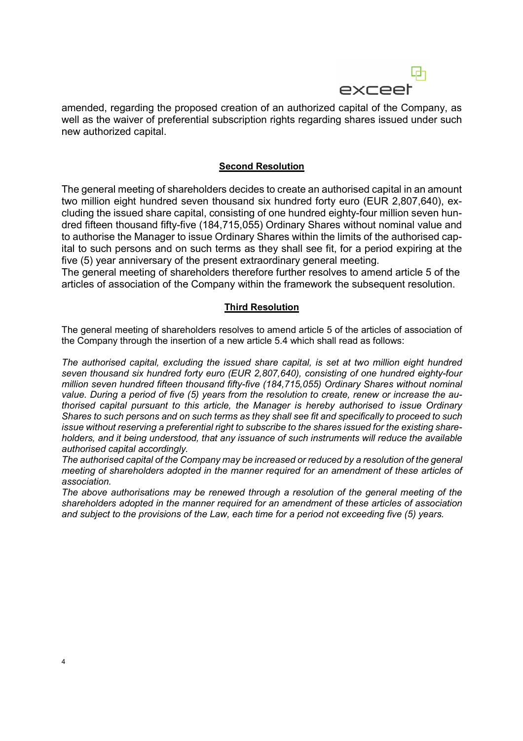amended, regarding the proposed creation of an authorized capital of the Company, as well as the waiver of preferential subscription rights regarding shares issued under such new authorized capital.

**Second Resolution**

The general meeting of shareholders decides to create an authorised capital in an amount two million eight hundred seven thousand six hundred forty euro (EUR 2,807,640), excluding the issued share capital, consisting of one hundred eighty-four million seven hundred fifteen thousand fifty-five (184,715,055) Ordinary Shares without nominal value and to authorise the Manager to issue Ordinary Shares within the limits of the authorised capital to such persons and on such terms as they shall see fit, for a period expiring at the five (5) year anniversary of the present extraordinary general meeting.
The general meeting of shareholders therefore further resolves to amend article 5 of the articles of association of the Company within the framework the subsequent resolution.

**Third Resolution**

The general meeting of shareholders resolves to amend article 5 of the articles of association of the Company through the insertion of a new article 5.4 which shall read as follows:

*The authorised capital, excluding the issued share capital, is set at two million eight hundred seven thousand six hundred forty euro (EUR 2,807,640), consisting of one hundred eighty-four million seven hundred fifteen thousand fifty-five (184,715,055) Ordinary Shares without nominal value. During a period of five (5) years from the resolution to create, renew or increase the authorised capital pursuant to this article, the Manager is hereby authorised to issue Ordinary Shares to such persons and on such terms as they shall see fit and specifically to proceed to such issue without reserving a preferential right to subscribe to the shares issued for the existing shareholders, and it being understood, that any issuance of such instruments will reduce the available authorised capital accordingly.*
*The authorised capital of the Company may be increased or reduced by a resolution of the general meeting of shareholders adopted in the manner required for an amendment of these articles of association.*
*The above authorisations may be renewed through a resolution of the general meeting of the shareholders adopted in the manner required for an amendment of these articles of association and subject to the provisions of the Law, each time for a period not exceeding five (5) years.*